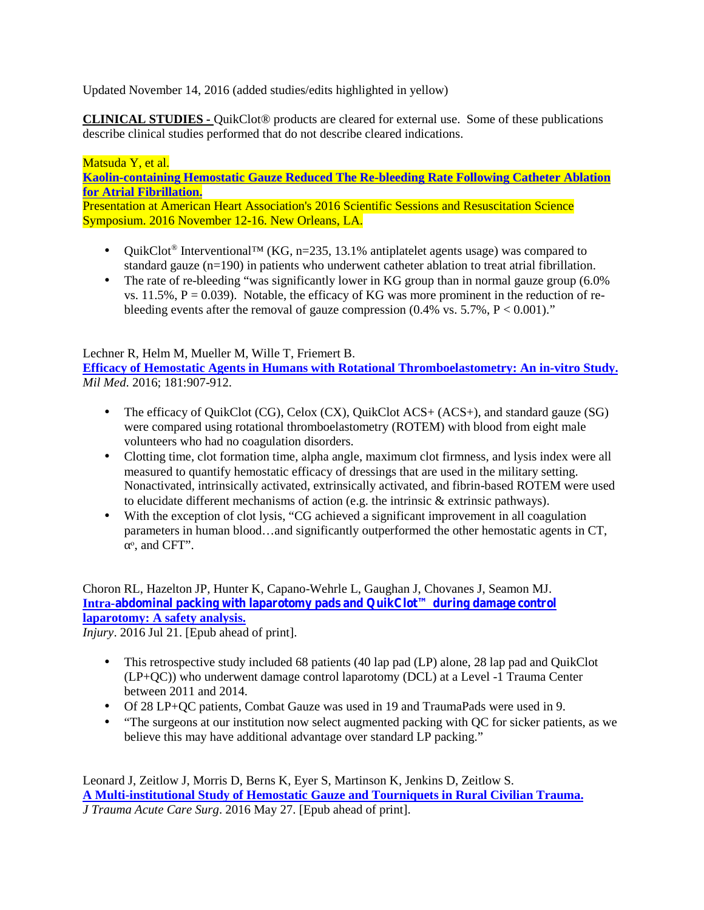Updated November 14, 2016 (added studies/edits highlighted in yellow)

**CLINICAL STUDIES -** QuikClot® products are cleared for external use. Some of these publications describe clinical studies performed that do not describe cleared indications.

Matsuda Y, et al.
**Kaolin-containing Hemostatic Gauze Reduced The Re-bleeding Rate Following Catheter Ablation for Atrial Fibrillation.**
Presentation at American Heart Association's 2016 Scientific Sessions and Resuscitation Science Symposium. 2016 November 12-16. New Orleans, LA.

- QuikClot® Interventional™ (KG, n=235, 13.1% antiplatelet agents usage) was compared to standard gauze (n=190) in patients who underwent catheter ablation to treat atrial fibrillation.
- The rate of re-bleeding "was significantly lower in KG group than in normal gauze group (6.0% vs. 11.5%, $P = 0.039$). Notable, the efficacy of KG was more prominent in the reduction of re-bleeding events after the removal of gauze compression (0.4% vs. 5.7%, $P < 0.001$)."

Lechner R, Helm M, Mueller M, Wille T, Friemert B.
**Efficacy of Hemostatic Agents in Humans with Rotational Thromboelastometry: An in-vitro Study.**
*Mil Med*. 2016; 181:907-912.

- The efficacy of QuikClot (CG), Celox (CX), QuikClot ACS+ (ACS+), and standard gauze (SG) were compared using rotational thromboelastometry (ROTEM) with blood from eight male volunteers who had no coagulation disorders.
- Clotting time, clot formation time, alpha angle, maximum clot firmness, and lysis index were all measured to quantify hemostatic efficacy of dressings that are used in the military setting. Nonactivated, intrinsically activated, extrinsically activated, and fibrin-based ROTEM were used to elucidate different mechanisms of action (e.g. the intrinsic & extrinsic pathways).
- With the exception of clot lysis, "CG achieved a significant improvement in all coagulation parameters in human blood…and significantly outperformed the other hemostatic agents in CT, $\alpha^{o}$, and CFT".

Choron RL, Hazelton JP, Hunter K, Capano-Wehrle L, Gaughan J, Chovanes J, Seamon MJ.
**Intra-abdominal packing with laparotomy pads and QuikClot™ during damage control laparotomy: A safety analysis.**
*Injury*. 2016 Jul 21. [Epub ahead of print].

- This retrospective study included 68 patients (40 lap pad (LP) alone, 28 lap pad and QuikClot (LP+QC)) who underwent damage control laparotomy (DCL) at a Level -1 Trauma Center between 2011 and 2014.
- Of 28 LP+QC patients, Combat Gauze was used in 19 and TraumaPads were used in 9.
- "The surgeons at our institution now select augmented packing with QC for sicker patients, as we believe this may have additional advantage over standard LP packing."

Leonard J, Zeitlow J, Morris D, Berns K, Eyer S, Martinson K, Jenkins D, Zeitlow S.
**A Multi-institutional Study of Hemostatic Gauze and Tourniquets in Rural Civilian Trauma.**
*J Trauma Acute Care Surg*. 2016 May 27. [Epub ahead of print].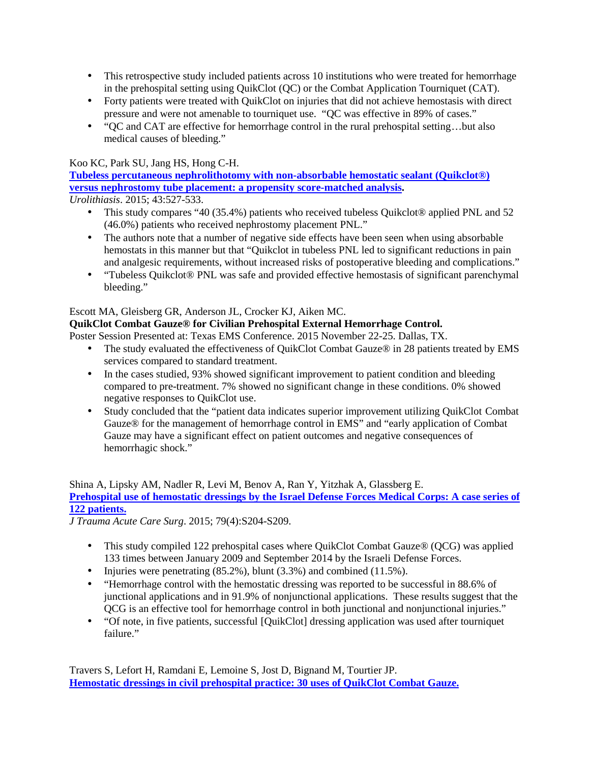- This retrospective study included patients across 10 institutions who were treated for hemorrhage in the prehospital setting using QuikClot (QC) or the Combat Application Tourniquet (CAT).
- Forty patients were treated with QuikClot on injuries that did not achieve hemostasis with direct pressure and were not amenable to tourniquet use. "QC was effective in 89% of cases."
- "QC and CAT are effective for hemorrhage control in the rural prehospital setting…but also medical causes of bleeding."

Koo KC, Park SU, Jang HS, Hong C-H.
**[Tubeless percutaneous nephrolithotomy with non-absorbable hemostatic sealant (Quikclot®) versus nephrostomy tube placement: a propensity score-matched analysis](#).**
*Urolithiasis*. 2015; 43:527-533.

- This study compares "40 (35.4%) patients who received tubeless Quikclot® applied PNL and 52 (46.0%) patients who received nephrostomy placement PNL."
- The authors note that a number of negative side effects have been seen when using absorbable hemostats in this manner but that "Quikclot in tubeless PNL led to significant reductions in pain and analgesic requirements, without increased risks of postoperative bleeding and complications."
- "Tubeless Quikclot® PNL was safe and provided effective hemostasis of significant parenchymal bleeding."

Escott MA, Gleisberg GR, Anderson JL, Crocker KJ, Aiken MC.
**QuikClot Combat Gauze® for Civilian Prehospital External Hemorrhage Control.**
Poster Session Presented at: Texas EMS Conference. 2015 November 22-25. Dallas, TX.

- The study evaluated the effectiveness of QuikClot Combat Gauze® in 28 patients treated by EMS services compared to standard treatment.
- In the cases studied, 93% showed significant improvement to patient condition and bleeding compared to pre-treatment. 7% showed no significant change in these conditions. 0% showed negative responses to QuikClot use.
- Study concluded that the "patient data indicates superior improvement utilizing QuikClot Combat Gauze® for the management of hemorrhage control in EMS" and "early application of Combat Gauze may have a significant effect on patient outcomes and negative consequences of hemorrhagic shock."

Shina A, Lipsky AM, Nadler R, Levi M, Benov A, Ran Y, Yitzhak A, Glassberg E.
**[Prehospital use of hemostatic dressings by the Israel Defense Forces Medical Corps: A case series of 122 patients.](#)**
*J Trauma Acute Care Surg*. 2015; 79(4):S204-S209.

- This study compiled 122 prehospital cases where QuikClot Combat Gauze® (QCG) was applied 133 times between January 2009 and September 2014 by the Israeli Defense Forces.
- Injuries were penetrating (85.2%), blunt (3.3%) and combined (11.5%).
- "Hemorrhage control with the hemostatic dressing was reported to be successful in 88.6% of junctional applications and in 91.9% of nonjunctional applications. These results suggest that the QCG is an effective tool for hemorrhage control in both junctional and nonjunctional injuries."
- "Of note, in five patients, successful [QuikClot] dressing application was used after tourniquet failure."

Travers S, Lefort H, Ramdani E, Lemoine S, Jost D, Bignand M, Tourtier JP.
**[Hemostatic dressings in civil prehospital practice: 30 uses of QuikClot Combat Gauze.](#)**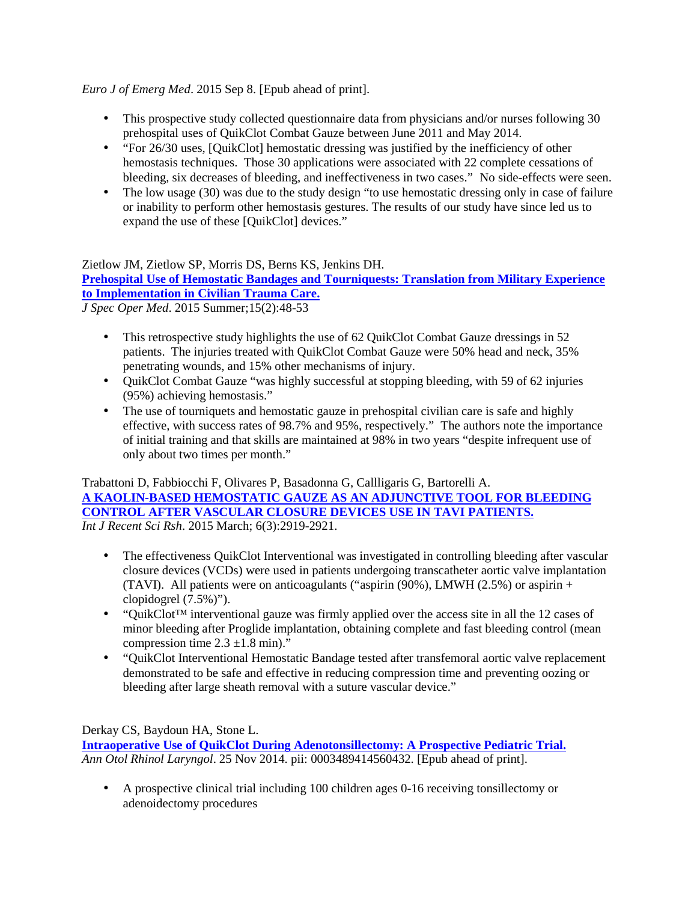*Euro J of Emerg Med*. 2015 Sep 8. [Epub ahead of print].

- This prospective study collected questionnaire data from physicians and/or nurses following 30 prehospital uses of QuikClot Combat Gauze between June 2011 and May 2014.
- "For 26/30 uses, [QuikClot] hemostatic dressing was justified by the inefficiency of other hemostasis techniques. Those 30 applications were associated with 22 complete cessations of bleeding, six decreases of bleeding, and ineffectiveness in two cases." No side-effects were seen.
- The low usage (30) was due to the study design "to use hemostatic dressing only in case of failure or inability to perform other hemostasis gestures. The results of our study have since led us to expand the use of these [QuikClot] devices."

Zietlow JM, Zietlow SP, Morris DS, Berns KS, Jenkins DH.
**Prehospital Use of Hemostatic Bandages and Tourniquests: Translation from Military Experience to Implementation in Civilian Trauma Care.**
*J Spec Oper Med*. 2015 Summer;15(2):48-53

- This retrospective study highlights the use of 62 QuikClot Combat Gauze dressings in 52 patients. The injuries treated with QuikClot Combat Gauze were 50% head and neck, 35% penetrating wounds, and 15% other mechanisms of injury.
- QuikClot Combat Gauze "was highly successful at stopping bleeding, with 59 of 62 injuries (95%) achieving hemostasis."
- The use of tourniquets and hemostatic gauze in prehospital civilian care is safe and highly effective, with success rates of 98.7% and 95%, respectively." The authors note the importance of initial training and that skills are maintained at 98% in two years "despite infrequent use of only about two times per month."

Trabattoni D, Fabbiocchi F, Olivares P, Basadonna G, Callligaris G, Bartorelli A.
**A KAOLIN-BASED HEMOSTATIC GAUZE AS AN ADJUNCTIVE TOOL FOR BLEEDING CONTROL AFTER VASCULAR CLOSURE DEVICES USE IN TAVI PATIENTS.**
*Int J Recent Sci Rsh*. 2015 March; 6(3):2919-2921.

- The effectiveness QuikClot Interventional was investigated in controlling bleeding after vascular closure devices (VCDs) were used in patients undergoing transcatheter aortic valve implantation (TAVI). All patients were on anticoagulants ("aspirin (90%), LMWH (2.5%) or aspirin + clopidogrel (7.5%)").
- "QuikClot™ interventional gauze was firmly applied over the access site in all the 12 cases of minor bleeding after Proglide implantation, obtaining complete and fast bleeding control (mean compression time $2.3 \pm 1.8$ min)."
- "QuikClot Interventional Hemostatic Bandage tested after transfemoral aortic valve replacement demonstrated to be safe and effective in reducing compression time and preventing oozing or bleeding after large sheath removal with a suture vascular device."

Derkay CS, Baydoun HA, Stone L.
**Intraoperative Use of QuikClot During Adenotonsillectomy: A Prospective Pediatric Trial.**
*Ann Otol Rhinol Laryngol*. 25 Nov 2014. pii: 0003489414560432. [Epub ahead of print].

- A prospective clinical trial including 100 children ages 0-16 receiving tonsillectomy or adenoidectomy procedures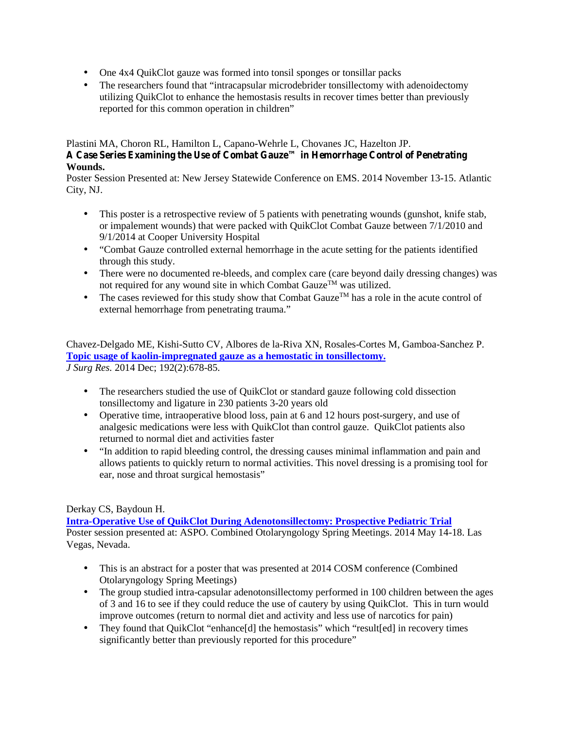- One 4x4 QuikClot gauze was formed into tonsil sponges or tonsillar packs
- The researchers found that "intracapsular microdebrider tonsillectomy with adenoidectomy utilizing QuikClot to enhance the hemostasis results in recover times better than previously reported for this common operation in children"

Plastini MA, Choron RL, Hamilton L, Capano-Wehrle L, Chovanes JC, Hazelton JP.
**A Case Series Examining the Use of Combat Gauze™ in Hemorrhage Control of Penetrating Wounds.**
Poster Session Presented at: New Jersey Statewide Conference on EMS. 2014 November 13-15. Atlantic City, NJ.

- This poster is a retrospective review of 5 patients with penetrating wounds (gunshot, knife stab, or impalement wounds) that were packed with QuikClot Combat Gauze between 7/1/2010 and 9/1/2014 at Cooper University Hospital
- "Combat Gauze controlled external hemorrhage in the acute setting for the patients identified through this study.
- There were no documented re-bleeds, and complex care (care beyond daily dressing changes) was not required for any wound site in which Combat Gauze™ was utilized.
- The cases reviewed for this study show that Combat Gauze™ has a role in the acute control of external hemorrhage from penetrating trauma."

Chavez-Delgado ME, Kishi-Sutto CV, Albores de la-Riva XN, Rosales-Cortes M, Gamboa-Sanchez P.
**Topic usage of kaolin-impregnated gauze as a hemostatic in tonsillectomy.**
*J Surg Res.* 2014 Dec; 192(2):678-85.

- The researchers studied the use of QuikClot or standard gauze following cold dissection tonsillectomy and ligature in 230 patients 3-20 years old
- Operative time, intraoperative blood loss, pain at 6 and 12 hours post-surgery, and use of analgesic medications were less with QuikClot than control gauze. QuikClot patients also returned to normal diet and activities faster
- "In addition to rapid bleeding control, the dressing causes minimal inflammation and pain and allows patients to quickly return to normal activities. This novel dressing is a promising tool for ear, nose and throat surgical hemostasis"

Derkay CS, Baydoun H.
**Intra-Operative Use of QuikClot During Adenotonsillectomy: Prospective Pediatric Trial**
Poster session presented at: ASPO. Combined Otolaryngology Spring Meetings. 2014 May 14-18. Las Vegas, Nevada.

- This is an abstract for a poster that was presented at 2014 COSM conference (Combined Otolaryngology Spring Meetings)
- The group studied intra-capsular adenotonsillectomy performed in 100 children between the ages of 3 and 16 to see if they could reduce the use of cautery by using QuikClot. This in turn would improve outcomes (return to normal diet and activity and less use of narcotics for pain)
- They found that QuikClot "enhance[d] the hemostasis" which "result[ed] in recovery times significantly better than previously reported for this procedure"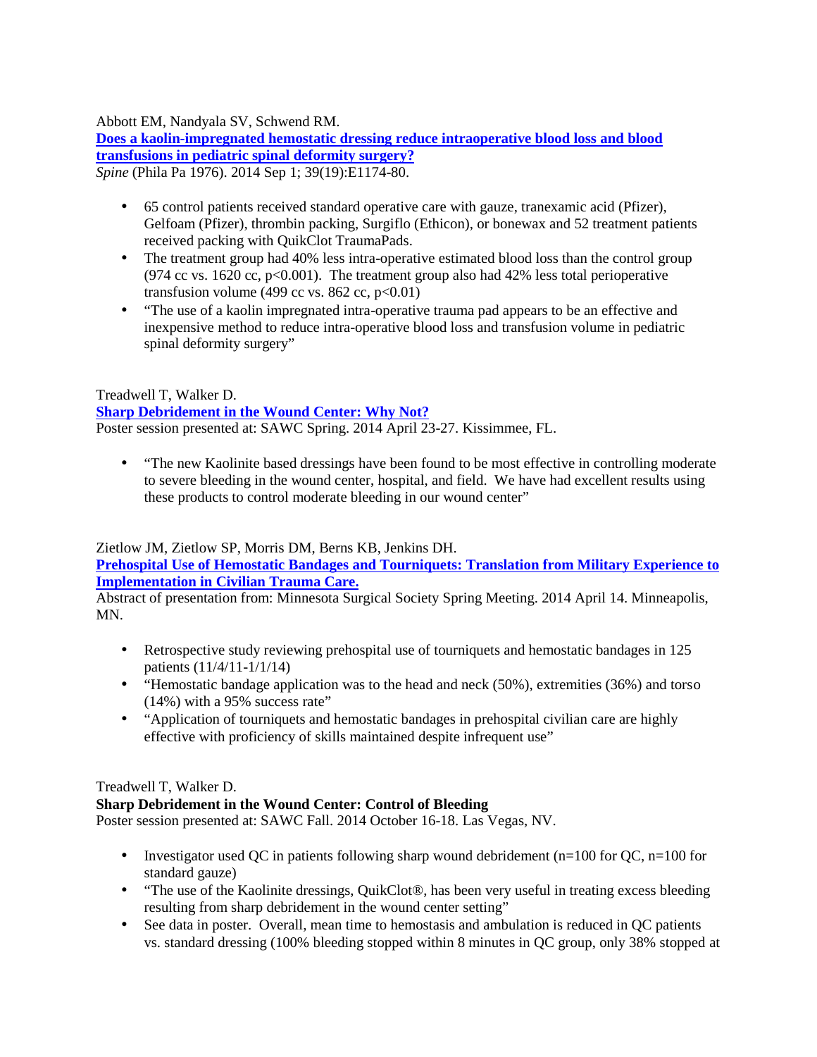Abbott EM, Nandyala SV, Schwend RM.

**Does a kaolin-impregnated hemostatic dressing reduce intraoperative blood loss and blood transfusions in pediatric spinal deformity surgery?**

*Spine* (Phila Pa 1976). 2014 Sep 1; 39(19):E1174-80.

- 65 control patients received standard operative care with gauze, tranexamic acid (Pfizer), Gelfoam (Pfizer), thrombin packing, Surgiflo (Ethicon), or bonewax and 52 treatment patients received packing with QuikClot TraumaPads.
- The treatment group had 40% less intra-operative estimated blood loss than the control group (974 cc vs. 1620 cc, $p<0.001$). The treatment group also had 42% less total perioperative transfusion volume (499 cc vs. 862 cc, $p<0.01$)
- "The use of a kaolin impregnated intra-operative trauma pad appears to be an effective and inexpensive method to reduce intra-operative blood loss and transfusion volume in pediatric spinal deformity surgery"

Treadwell T, Walker D.

**Sharp Debridement in the Wound Center: Why Not?**

Poster session presented at: SAWC Spring. 2014 April 23-27. Kissimmee, FL.

- "The new Kaolinite based dressings have been found to be most effective in controlling moderate to severe bleeding in the wound center, hospital, and field. We have had excellent results using these products to control moderate bleeding in our wound center"

Zietlow JM, Zietlow SP, Morris DM, Berns KB, Jenkins DH.

**Prehospital Use of Hemostatic Bandages and Tourniquets: Translation from Military Experience to Implementation in Civilian Trauma Care.**

Abstract of presentation from: Minnesota Surgical Society Spring Meeting. 2014 April 14. Minneapolis, MN.

- Retrospective study reviewing prehospital use of tourniquets and hemostatic bandages in 125 patients (11/4/11-1/1/14)
- "Hemostatic bandage application was to the head and neck (50%), extremities (36%) and torso (14%) with a 95% success rate"
- "Application of tourniquets and hemostatic bandages in prehospital civilian care are highly effective with proficiency of skills maintained despite infrequent use"

Treadwell T, Walker D.

**Sharp Debridement in the Wound Center: Control of Bleeding**

Poster session presented at: SAWC Fall. 2014 October 16-18. Las Vegas, NV.

- Investigator used QC in patients following sharp wound debridement (n=100 for QC, n=100 for standard gauze)
- "The use of the Kaolinite dressings, QuikClot®, has been very useful in treating excess bleeding resulting from sharp debridement in the wound center setting"
- See data in poster. Overall, mean time to hemostasis and ambulation is reduced in QC patients vs. standard dressing (100% bleeding stopped within 8 minutes in QC group, only 38% stopped at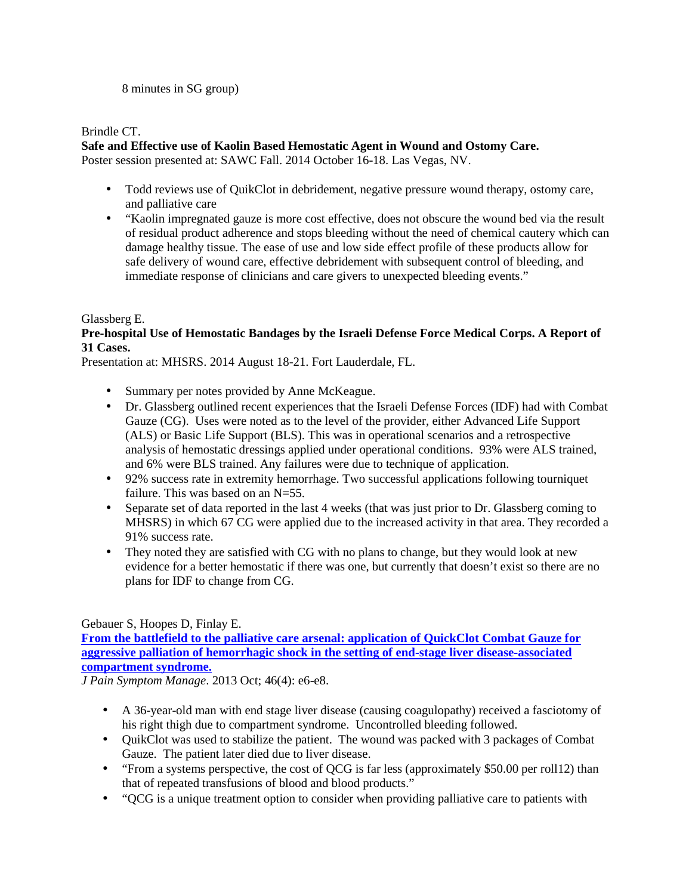8 minutes in SG group)

Brindle CT.
**Safe and Effective use of Kaolin Based Hemostatic Agent in Wound and Ostomy Care.**
Poster session presented at: SAWC Fall. 2014 October 16-18. Las Vegas, NV.

- Todd reviews use of QuikClot in debridement, negative pressure wound therapy, ostomy care, and palliative care
- "Kaolin impregnated gauze is more cost effective, does not obscure the wound bed via the result of residual product adherence and stops bleeding without the need of chemical cautery which can damage healthy tissue. The ease of use and low side effect profile of these products allow for safe delivery of wound care, effective debridement with subsequent control of bleeding, and immediate response of clinicians and care givers to unexpected bleeding events."

Glassberg E.
**Pre-hospital Use of Hemostatic Bandages by the Israeli Defense Force Medical Corps. A Report of 31 Cases.**
Presentation at: MHSRS. 2014 August 18-21. Fort Lauderdale, FL.

- Summary per notes provided by Anne McKeague.
- Dr. Glassberg outlined recent experiences that the Israeli Defense Forces (IDF) had with Combat Gauze (CG). Uses were noted as to the level of the provider, either Advanced Life Support (ALS) or Basic Life Support (BLS). This was in operational scenarios and a retrospective analysis of hemostatic dressings applied under operational conditions. 93% were ALS trained, and 6% were BLS trained. Any failures were due to technique of application.
- 92% success rate in extremity hemorrhage. Two successful applications following tourniquet failure. This was based on an N=55.
- Separate set of data reported in the last 4 weeks (that was just prior to Dr. Glassberg coming to MHSRS) in which 67 CG were applied due to the increased activity in that area. They recorded a 91% success rate.
- They noted they are satisfied with CG with no plans to change, but they would look at new evidence for a better hemostatic if there was one, but currently that doesn't exist so there are no plans for IDF to change from CG.

Gebauer S, Hoopes D, Finlay E.
**From the battlefield to the palliative care arsenal: application of QuickClot Combat Gauze for aggressive palliation of hemorrhagic shock in the setting of end-stage liver disease-associated compartment syndrome.**
*J Pain Symptom Manage*. 2013 Oct; 46(4): e6-e8.

- A 36-year-old man with end stage liver disease (causing coagulopathy) received a fasciotomy of his right thigh due to compartment syndrome. Uncontrolled bleeding followed.
- QuikClot was used to stabilize the patient. The wound was packed with 3 packages of Combat Gauze. The patient later died due to liver disease.
- "From a systems perspective, the cost of QCG is far less (approximately $50.00 per roll12) than that of repeated transfusions of blood and blood products."
- "QCG is a unique treatment option to consider when providing palliative care to patients with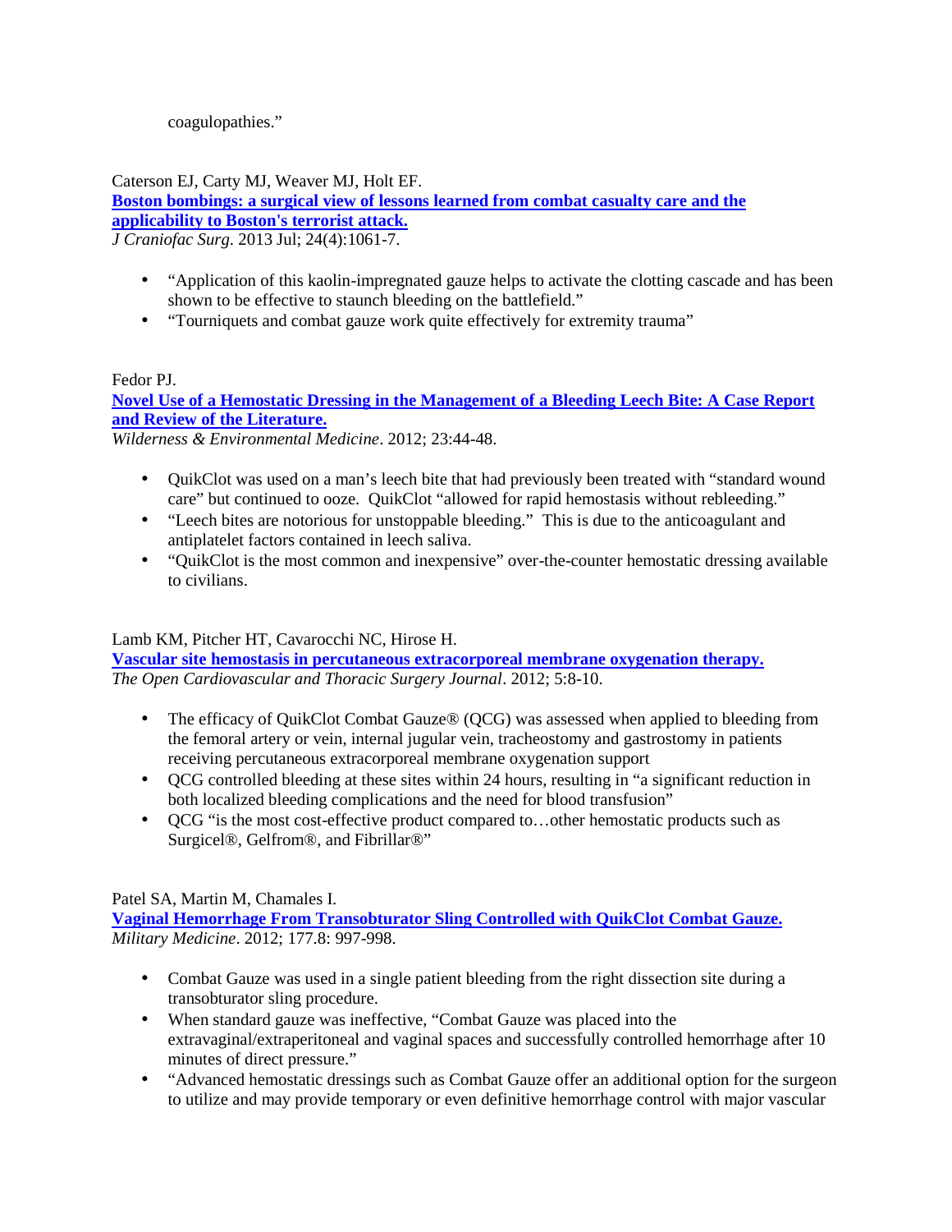coagulopathies."

Caterson EJ, Carty MJ, Weaver MJ, Holt EF.
**Boston bombings: a surgical view of lessons learned from combat casualty care and the applicability to Boston's terrorist attack.**
*J Craniofac Surg*. 2013 Jul; 24(4):1061-7.

- "Application of this kaolin-impregnated gauze helps to activate the clotting cascade and has been shown to be effective to staunch bleeding on the battlefield."
- "Tourniquets and combat gauze work quite effectively for extremity trauma"

Fedor PJ.
**Novel Use of a Hemostatic Dressing in the Management of a Bleeding Leech Bite: A Case Report and Review of the Literature.**
*Wilderness & Environmental Medicine*. 2012; 23:44-48.

- QuikClot was used on a man's leech bite that had previously been treated with "standard wound care" but continued to ooze. QuikClot "allowed for rapid hemostasis without rebleeding."
- "Leech bites are notorious for unstoppable bleeding." This is due to the anticoagulant and antiplatelet factors contained in leech saliva.
- "QuikClot is the most common and inexpensive" over-the-counter hemostatic dressing available to civilians.

Lamb KM, Pitcher HT, Cavarocchi NC, Hirose H.
**Vascular site hemostasis in percutaneous extracorporeal membrane oxygenation therapy.**
*The Open Cardiovascular and Thoracic Surgery Journal*. 2012; 5:8-10.

- The efficacy of QuikClot Combat Gauze® (QCG) was assessed when applied to bleeding from the femoral artery or vein, internal jugular vein, tracheostomy and gastrostomy in patients receiving percutaneous extracorporeal membrane oxygenation support
- QCG controlled bleeding at these sites within 24 hours, resulting in "a significant reduction in both localized bleeding complications and the need for blood transfusion"
- QCG "is the most cost-effective product compared to…other hemostatic products such as Surgicel®, Gelfrom®, and Fibrillar®"

Patel SA, Martin M, Chamales I.
**Vaginal Hemorrhage From Transobturator Sling Controlled with QuikClot Combat Gauze.**
*Military Medicine*. 2012; 177.8: 997-998.

- Combat Gauze was used in a single patient bleeding from the right dissection site during a transobturator sling procedure.
- When standard gauze was ineffective, "Combat Gauze was placed into the extravaginal/extraperitoneal and vaginal spaces and successfully controlled hemorrhage after 10 minutes of direct pressure."
- "Advanced hemostatic dressings such as Combat Gauze offer an additional option for the surgeon to utilize and may provide temporary or even definitive hemorrhage control with major vascular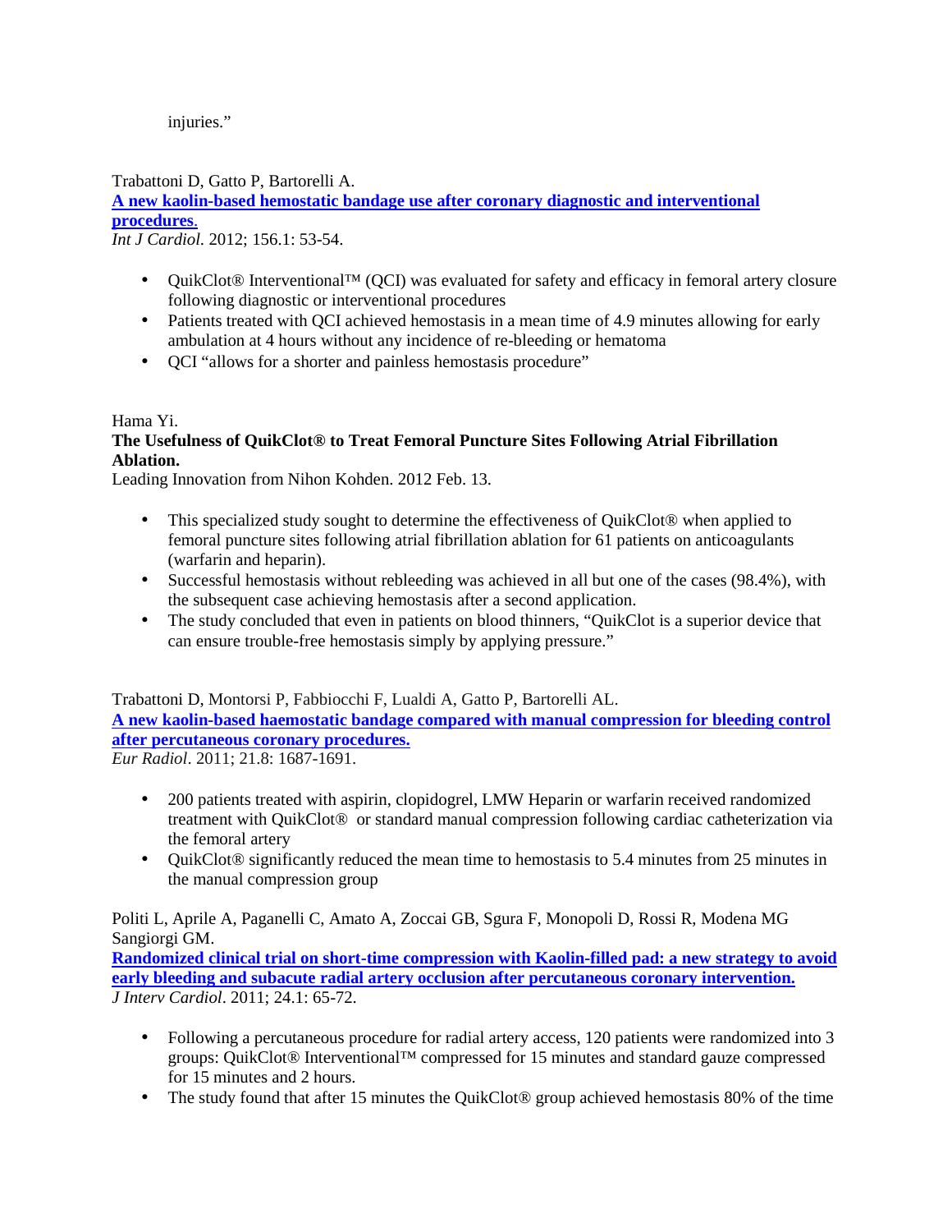injuries."

Trabattoni D, Gatto P, Bartorelli A.
**A new kaolin-based hemostatic bandage use after coronary diagnostic and interventional procedures.**
*Int J Cardiol.* 2012; 156.1: 53-54.

- QuikClot® Interventional™ (QCI) was evaluated for safety and efficacy in femoral artery closure following diagnostic or interventional procedures
- Patients treated with QCI achieved hemostasis in a mean time of 4.9 minutes allowing for early ambulation at 4 hours without any incidence of re-bleeding or hematoma
- QCI "allows for a shorter and painless hemostasis procedure"

Hama Yi.
**The Usefulness of QuikClot® to Treat Femoral Puncture Sites Following Atrial Fibrillation Ablation.**
Leading Innovation from Nihon Kohden. 2012 Feb. 13.

- This specialized study sought to determine the effectiveness of QuikClot® when applied to femoral puncture sites following atrial fibrillation ablation for 61 patients on anticoagulants (warfarin and heparin).
- Successful hemostasis without rebleeding was achieved in all but one of the cases (98.4%), with the subsequent case achieving hemostasis after a second application.
- The study concluded that even in patients on blood thinners, "QuikClot is a superior device that can ensure trouble-free hemostasis simply by applying pressure."

Trabattoni D, Montorsi P, Fabbiocchi F, Lualdi A, Gatto P, Bartorelli AL.
**A new kaolin-based haemostatic bandage compared with manual compression for bleeding control after percutaneous coronary procedures.**
*Eur Radiol*. 2011; 21.8: 1687-1691.

- 200 patients treated with aspirin, clopidogrel, LMW Heparin or warfarin received randomized treatment with QuikClot® or standard manual compression following cardiac catheterization via the femoral artery
- QuikClot® significantly reduced the mean time to hemostasis to 5.4 minutes from 25 minutes in the manual compression group

Politi L, Aprile A, Paganelli C, Amato A, Zoccai GB, Sgura F, Monopoli D, Rossi R, Modena MG Sangiorgi GM.
**Randomized clinical trial on short-time compression with Kaolin-filled pad: a new strategy to avoid early bleeding and subacute radial artery occlusion after percutaneous coronary intervention.**
*J Interv Cardiol*. 2011; 24.1: 65-72.

- Following a percutaneous procedure for radial artery access, 120 patients were randomized into 3 groups: QuikClot® Interventional™ compressed for 15 minutes and standard gauze compressed for 15 minutes and 2 hours.
- The study found that after 15 minutes the QuikClot® group achieved hemostasis 80% of the time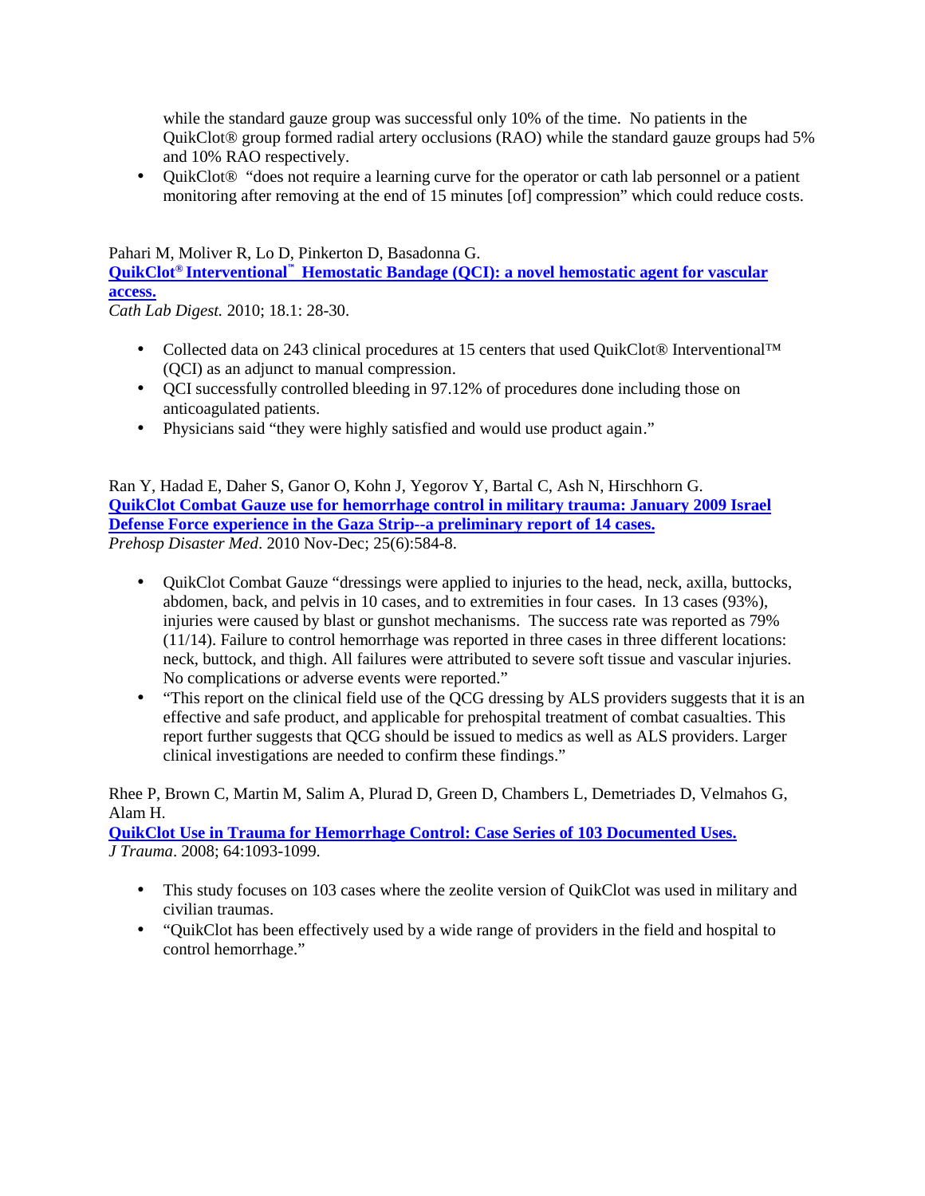while the standard gauze group was successful only 10% of the time.  No patients in the QuikClot® group formed radial artery occlusions (RAO) while the standard gauze groups had 5% and 10% RAO respectively.
- QuikClot® "does not require a learning curve for the operator or cath lab personnel or a patient monitoring after removing at the end of 15 minutes [of] compression" which could reduce costs.

Pahari M, Moliver R, Lo D, Pinkerton D, Basadonna G.
**QuikClot® Interventional™ Hemostatic Bandage (QCI): a novel hemostatic agent for vascular access.**
*Cath Lab Digest.* 2010; 18.1: 28-30.

- Collected data on 243 clinical procedures at 15 centers that used QuikClot® Interventional™ (QCI) as an adjunct to manual compression.
- QCI successfully controlled bleeding in 97.12% of procedures done including those on anticoagulated patients.
- Physicians said "they were highly satisfied and would use product again."

Ran Y, Hadad E, Daher S, Ganor O, Kohn J, Yegorov Y, Bartal C, Ash N, Hirschhorn G.
**QuikClot Combat Gauze use for hemorrhage control in military trauma: January 2009 Israel Defense Force experience in the Gaza Strip--a preliminary report of 14 cases.**
*Prehosp Disaster Med*. 2010 Nov-Dec; 25(6):584-8.

- QuikClot Combat Gauze "dressings were applied to injuries to the head, neck, axilla, buttocks, abdomen, back, and pelvis in 10 cases, and to extremities in four cases.  In 13 cases (93%), injuries were caused by blast or gunshot mechanisms.  The success rate was reported as 79% (11/14). Failure to control hemorrhage was reported in three cases in three different locations: neck, buttock, and thigh. All failures were attributed to severe soft tissue and vascular injuries. No complications or adverse events were reported."
- "This report on the clinical field use of the QCG dressing by ALS providers suggests that it is an effective and safe product, and applicable for prehospital treatment of combat casualties. This report further suggests that QCG should be issued to medics as well as ALS providers. Larger clinical investigations are needed to confirm these findings."

Rhee P, Brown C, Martin M, Salim A, Plurad D, Green D, Chambers L, Demetriades D, Velmahos G, Alam H.
**QuikClot Use in Trauma for Hemorrhage Control: Case Series of 103 Documented Uses.**
*J Trauma*. 2008; 64:1093-1099.

- This study focuses on 103 cases where the zeolite version of QuikClot was used in military and civilian traumas.
- "QuikClot has been effectively used by a wide range of providers in the field and hospital to control hemorrhage."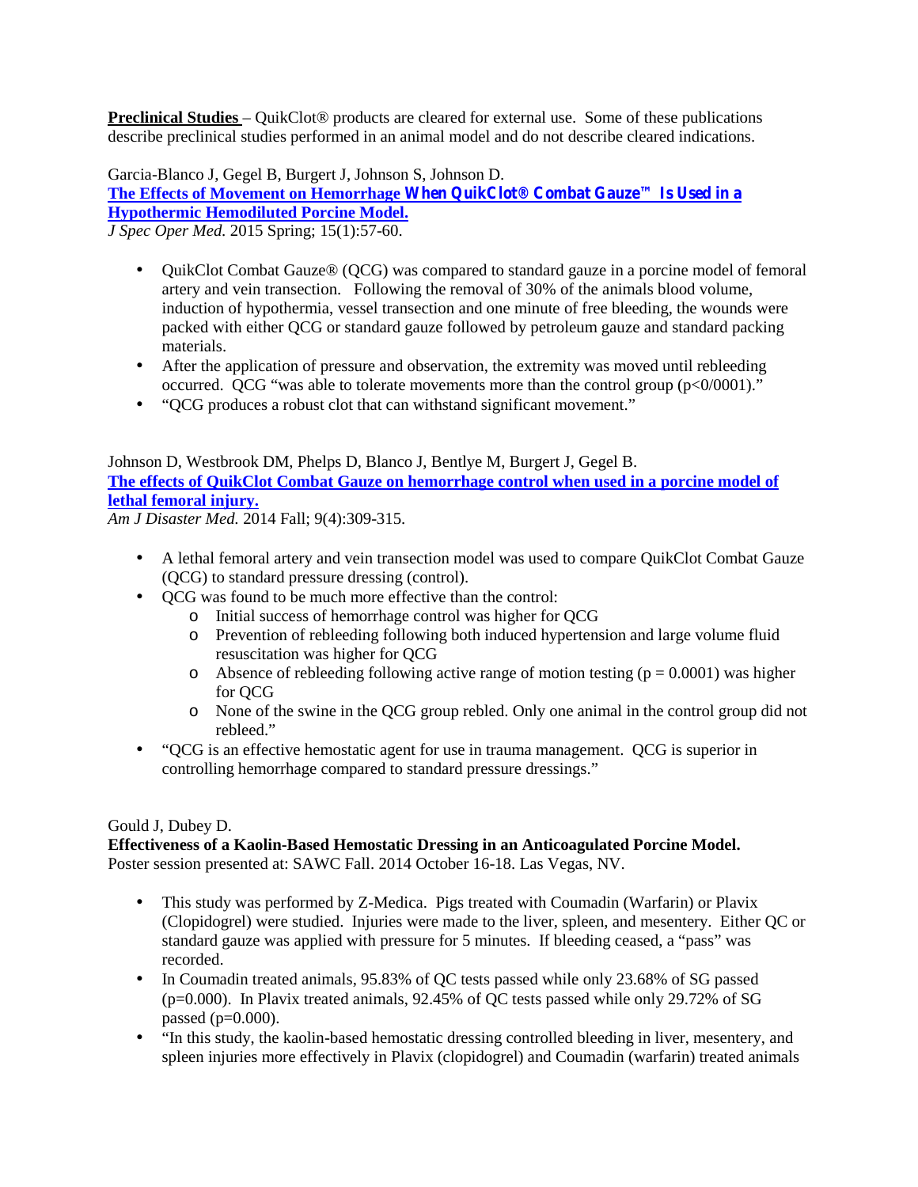**Preclinical Studies** – QuikClot® products are cleared for external use. Some of these publications describe preclinical studies performed in an animal model and do not describe cleared indications.

Garcia-Blanco J, Gegel B, Burgert J, Johnson S, Johnson D.
**The Effects of Movement on Hemorrhage When QuikClot® Combat Gauze™ Is Used in a Hypothermic Hemodiluted Porcine Model.**
*J Spec Oper Med.* 2015 Spring; 15(1):57-60.

- QuikClot Combat Gauze® (QCG) was compared to standard gauze in a porcine model of femoral artery and vein transection. Following the removal of 30% of the animals blood volume, induction of hypothermia, vessel transection and one minute of free bleeding, the wounds were packed with either QCG or standard gauze followed by petroleum gauze and standard packing materials.
- After the application of pressure and observation, the extremity was moved until rebleeding occurred. QCG "was able to tolerate movements more than the control group (p<0/0001)."
- "QCG produces a robust clot that can withstand significant movement."

Johnson D, Westbrook DM, Phelps D, Blanco J, Bentlye M, Burgert J, Gegel B.
**The effects of QuikClot Combat Gauze on hemorrhage control when used in a porcine model of lethal femoral injury.**
*Am J Disaster Med.* 2014 Fall; 9(4):309-315.

- A lethal femoral artery and vein transection model was used to compare QuikClot Combat Gauze (QCG) to standard pressure dressing (control).
- QCG was found to be much more effective than the control:
    - Initial success of hemorrhage control was higher for QCG
    - Prevention of rebleeding following both induced hypertension and large volume fluid resuscitation was higher for QCG
    - Absence of rebleeding following active range of motion testing (p = 0.0001) was higher for QCG
    - None of the swine in the QCG group rebled. Only one animal in the control group did not rebleed."
- "QCG is an effective hemostatic agent for use in trauma management. QCG is superior in controlling hemorrhage compared to standard pressure dressings."

Gould J, Dubey D.
**Effectiveness of a Kaolin-Based Hemostatic Dressing in an Anticoagulated Porcine Model.**
Poster session presented at: SAWC Fall. 2014 October 16-18. Las Vegas, NV.

- This study was performed by Z-Medica. Pigs treated with Coumadin (Warfarin) or Plavix (Clopidogrel) were studied. Injuries were made to the liver, spleen, and mesentery. Either QC or standard gauze was applied with pressure for 5 minutes. If bleeding ceased, a "pass" was recorded.
- In Coumadin treated animals, 95.83% of QC tests passed while only 23.68% of SG passed (p=0.000). In Plavix treated animals, 92.45% of QC tests passed while only 29.72% of SG passed (p=0.000).
- "In this study, the kaolin-based hemostatic dressing controlled bleeding in liver, mesentery, and spleen injuries more effectively in Plavix (clopidogrel) and Coumadin (warfarin) treated animals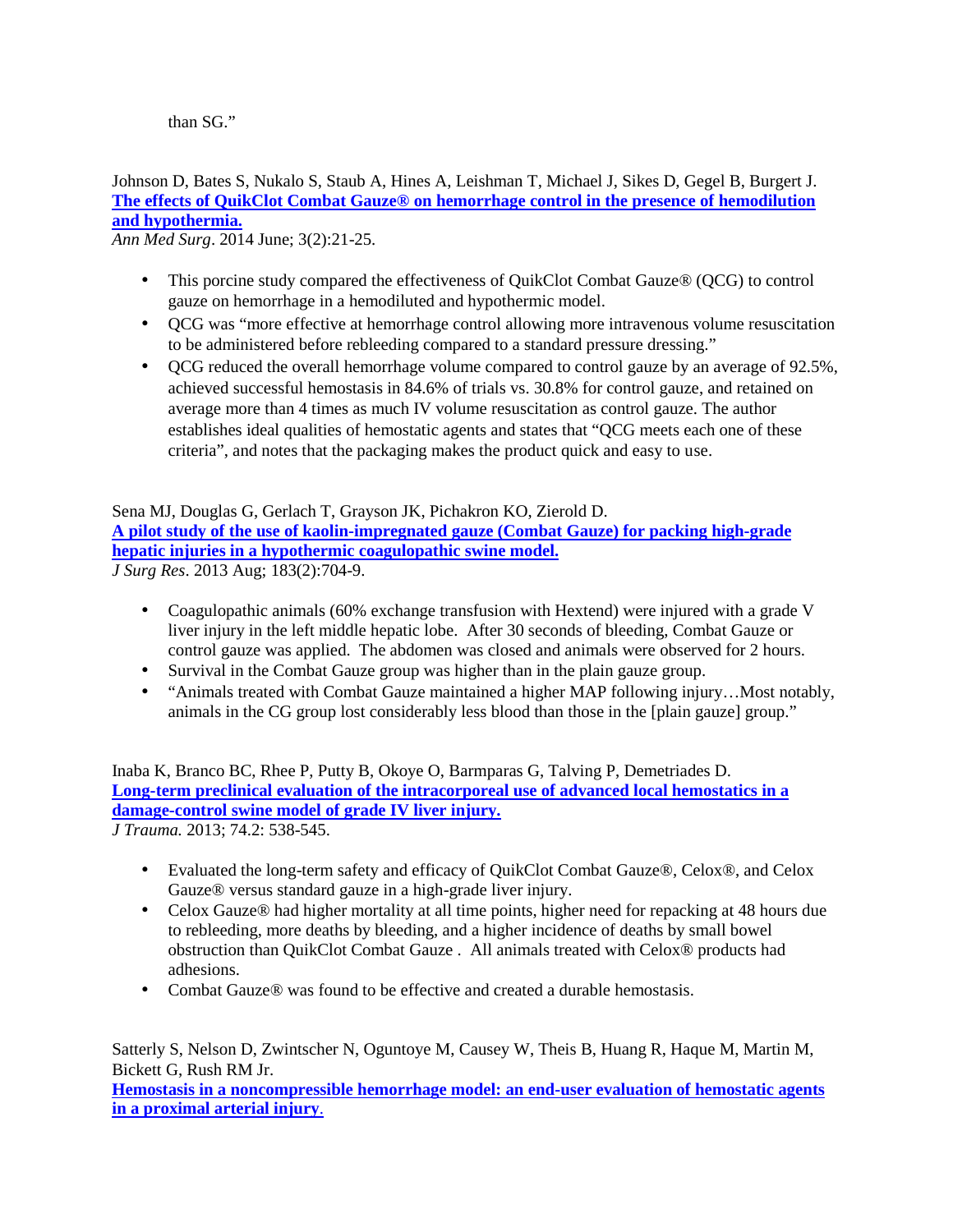than SG."

Johnson D, Bates S, Nukalo S, Staub A, Hines A, Leishman T, Michael J, Sikes D, Gegel B, Burgert J.
**The effects of QuikClot Combat Gauze® on hemorrhage control in the presence of hemodilution and hypothermia.**
*Ann Med Surg*. 2014 June; 3(2):21-25.

- This porcine study compared the effectiveness of QuikClot Combat Gauze® (QCG) to control gauze on hemorrhage in a hemodiluted and hypothermic model.
- QCG was "more effective at hemorrhage control allowing more intravenous volume resuscitation to be administered before rebleeding compared to a standard pressure dressing."
- QCG reduced the overall hemorrhage volume compared to control gauze by an average of 92.5%, achieved successful hemostasis in 84.6% of trials vs. 30.8% for control gauze, and retained on average more than 4 times as much IV volume resuscitation as control gauze. The author establishes ideal qualities of hemostatic agents and states that "QCG meets each one of these criteria", and notes that the packaging makes the product quick and easy to use.

Sena MJ, Douglas G, Gerlach T, Grayson JK, Pichakron KO, Zierold D.
**A pilot study of the use of kaolin-impregnated gauze (Combat Gauze) for packing high-grade hepatic injuries in a hypothermic coagulopathic swine model.**
*J Surg Res*. 2013 Aug; 183(2):704-9.

- Coagulopathic animals (60% exchange transfusion with Hextend) were injured with a grade V liver injury in the left middle hepatic lobe. After 30 seconds of bleeding, Combat Gauze or control gauze was applied. The abdomen was closed and animals were observed for 2 hours.
- Survival in the Combat Gauze group was higher than in the plain gauze group.
- "Animals treated with Combat Gauze maintained a higher MAP following injury…Most notably, animals in the CG group lost considerably less blood than those in the [plain gauze] group."

Inaba K, Branco BC, Rhee P, Putty B, Okoye O, Barmparas G, Talving P, Demetriades D.
**Long-term preclinical evaluation of the intracorporeal use of advanced local hemostatics in a damage-control swine model of grade IV liver injury.**
*J Trauma.* 2013; 74.2: 538-545.

- Evaluated the long-term safety and efficacy of QuikClot Combat Gauze®, Celox®, and Celox Gauze® versus standard gauze in a high-grade liver injury.
- Celox Gauze® had higher mortality at all time points, higher need for repacking at 48 hours due to rebleeding, more deaths by bleeding, and a higher incidence of deaths by small bowel obstruction than QuikClot Combat Gauze . All animals treated with Celox® products had adhesions.
- Combat Gauze® was found to be effective and created a durable hemostasis.

Satterly S, Nelson D, Zwintscher N, Oguntoye M, Causey W, Theis B, Huang R, Haque M, Martin M, Bickett G, Rush RM Jr.
**Hemostasis in a noncompressible hemorrhage model: an end-user evaluation of hemostatic agents in a proximal arterial injury**.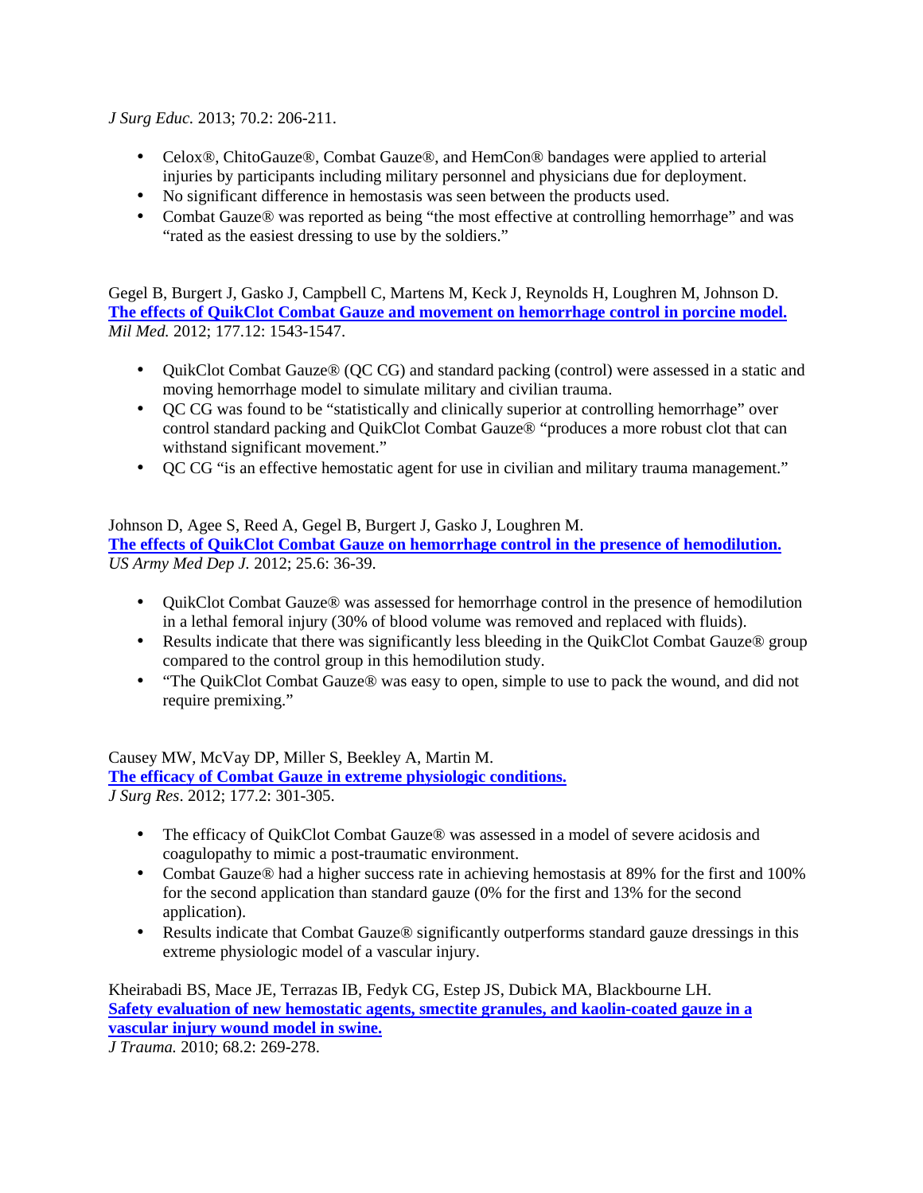*J Surg Educ.* 2013; 70.2: 206-211.

- Celox®, ChitoGauze®, Combat Gauze®, and HemCon® bandages were applied to arterial injuries by participants including military personnel and physicians due for deployment.
- No significant difference in hemostasis was seen between the products used.
- Combat Gauze® was reported as being "the most effective at controlling hemorrhage" and was "rated as the easiest dressing to use by the soldiers."

Gegel B, Burgert J, Gasko J, Campbell C, Martens M, Keck J, Reynolds H, Loughren M, Johnson D.
**The effects of QuikClot Combat Gauze and movement on hemorrhage control in porcine model.**
*Mil Med.* 2012; 177.12: 1543-1547.

- QuikClot Combat Gauze® (QC CG) and standard packing (control) were assessed in a static and moving hemorrhage model to simulate military and civilian trauma.
- QC CG was found to be "statistically and clinically superior at controlling hemorrhage" over control standard packing and QuikClot Combat Gauze® "produces a more robust clot that can withstand significant movement."
- QC CG "is an effective hemostatic agent for use in civilian and military trauma management."

Johnson D, Agee S, Reed A, Gegel B, Burgert J, Gasko J, Loughren M.
**The effects of QuikClot Combat Gauze on hemorrhage control in the presence of hemodilution.**
*US Army Med Dep J.* 2012; 25.6: 36-39.

- QuikClot Combat Gauze® was assessed for hemorrhage control in the presence of hemodilution in a lethal femoral injury (30% of blood volume was removed and replaced with fluids).
- Results indicate that there was significantly less bleeding in the QuikClot Combat Gauze® group compared to the control group in this hemodilution study.
- "The QuikClot Combat Gauze® was easy to open, simple to use to pack the wound, and did not require premixing."

Causey MW, McVay DP, Miller S, Beekley A, Martin M.
**The efficacy of Combat Gauze in extreme physiologic conditions.**
*J Surg Res*. 2012; 177.2: 301-305.

- The efficacy of QuikClot Combat Gauze® was assessed in a model of severe acidosis and coagulopathy to mimic a post-traumatic environment.
- Combat Gauze® had a higher success rate in achieving hemostasis at 89% for the first and 100% for the second application than standard gauze (0% for the first and 13% for the second application).
- Results indicate that Combat Gauze® significantly outperforms standard gauze dressings in this extreme physiologic model of a vascular injury.

Kheirabadi BS, Mace JE, Terrazas IB, Fedyk CG, Estep JS, Dubick MA, Blackbourne LH.
**Safety evaluation of new hemostatic agents, smectite granules, and kaolin-coated gauze in a vascular injury wound model in swine.**
*J Trauma.* 2010; 68.2: 269-278.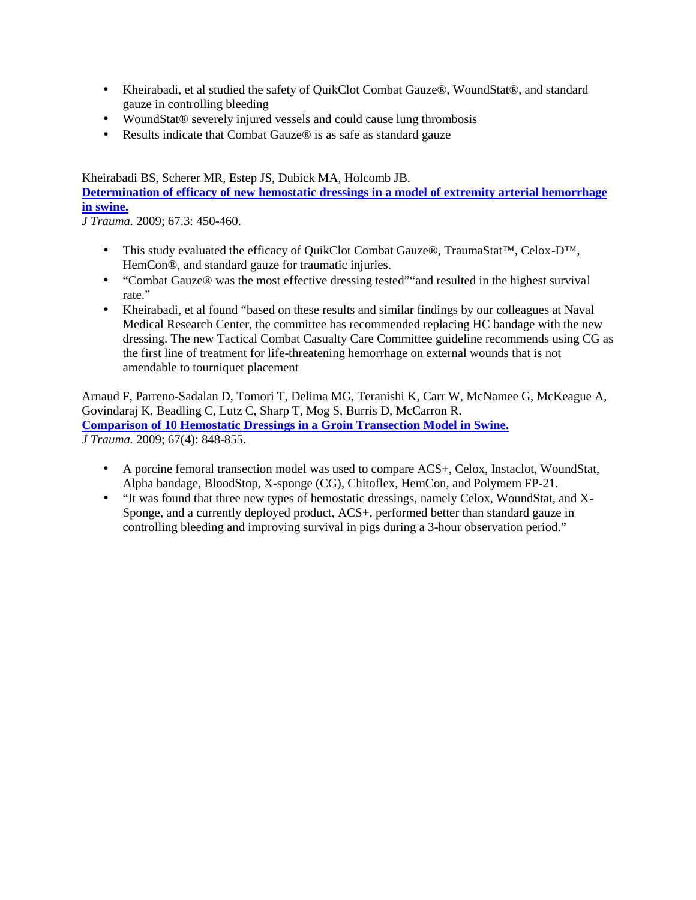- Kheirabadi, et al studied the safety of QuikClot Combat Gauze®, WoundStat®, and standard gauze in controlling bleeding
- WoundStat® severely injured vessels and could cause lung thrombosis
- Results indicate that Combat Gauze® is as safe as standard gauze

Kheirabadi BS, Scherer MR, Estep JS, Dubick MA, Holcomb JB.
**Determination of efficacy of new hemostatic dressings in a model of extremity arterial hemorrhage in swine.**
*J Trauma.* 2009; 67.3: 450-460.

- This study evaluated the efficacy of QuikClot Combat Gauze®, TraumaStat™, Celox-D™, HemCon®, and standard gauze for traumatic injuries.
- "Combat Gauze® was the most effective dressing tested""and resulted in the highest survival rate."
- Kheirabadi, et al found "based on these results and similar findings by our colleagues at Naval Medical Research Center, the committee has recommended replacing HC bandage with the new dressing. The new Tactical Combat Casualty Care Committee guideline recommends using CG as the first line of treatment for life-threatening hemorrhage on external wounds that is not amendable to tourniquet placement

Arnaud F, Parreno-Sadalan D, Tomori T, Delima MG, Teranishi K, Carr W, McNamee G, McKeague A, Govindaraj K, Beadling C, Lutz C, Sharp T, Mog S, Burris D, McCarron R.
**Comparison of 10 Hemostatic Dressings in a Groin Transection Model in Swine.**
*J Trauma.* 2009; 67(4): 848-855.

- A porcine femoral transection model was used to compare ACS+, Celox, Instaclot, WoundStat, Alpha bandage, BloodStop, X-sponge (CG), Chitoflex, HemCon, and Polymem FP-21.
- "It was found that three new types of hemostatic dressings, namely Celox, WoundStat, and X-Sponge, and a currently deployed product, ACS+, performed better than standard gauze in controlling bleeding and improving survival in pigs during a 3-hour observation period."